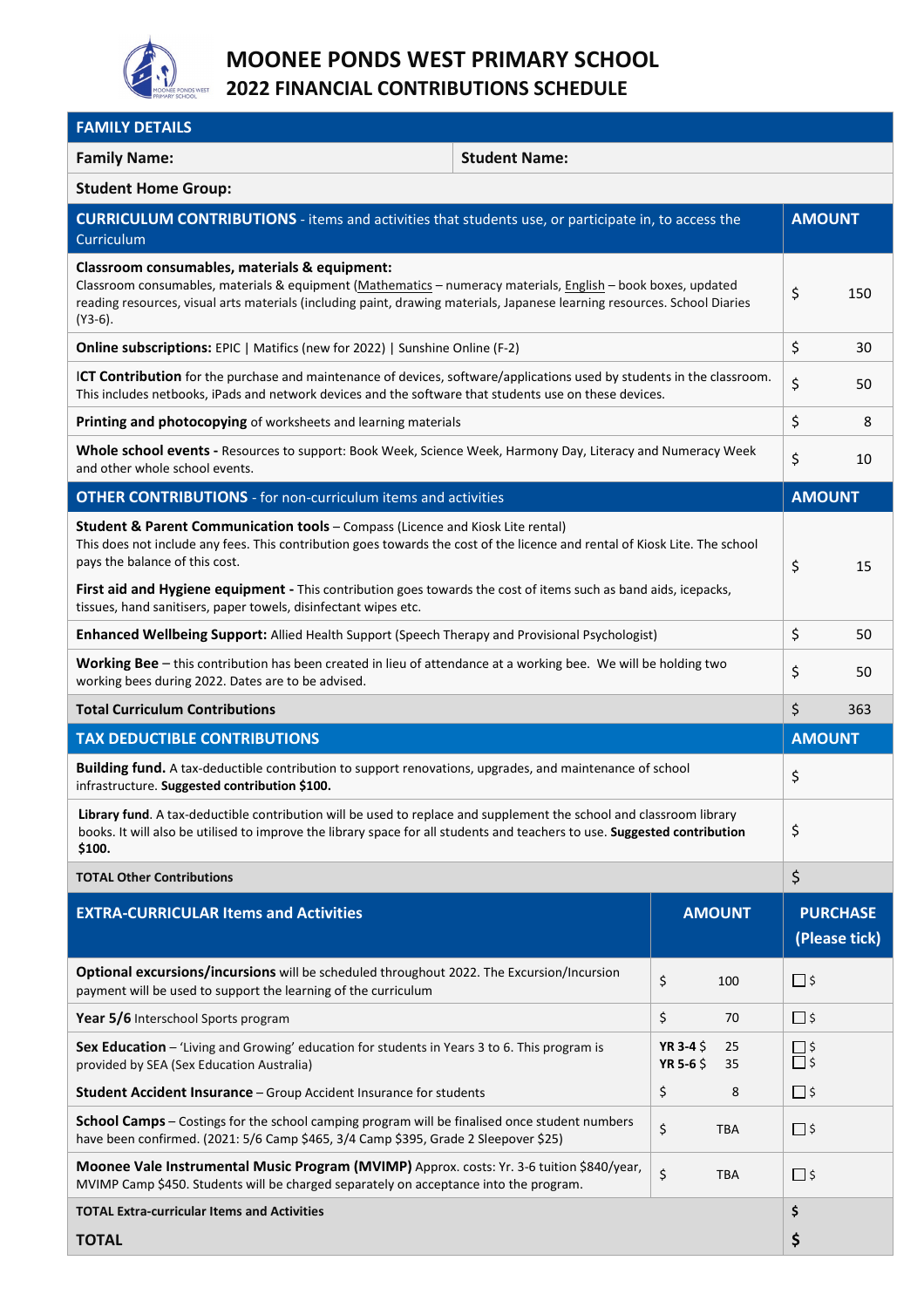# MOONEE PONDS WEST PRIMARY SCHOOL

## 2022 FINANCIAL CONTRIBUTIONS SCHEDULE

| FAMILY DETAILS | |
|---|---|
| **Family Name:** | **Student Name:** |
| **Student Home Group:** | |

| **CURRICULUM CONTRIBUTIONS** - items and activities that students use, or participate in, to access the Curriculum | **AMOUNT** |
|---|---|
| **Classroom consumables, materials & equipment:** Classroom consumables, materials & equipment (Mathematics – numeracy materials, English – book boxes, updated reading resources, visual arts materials (including paint, drawing materials, Japanese learning resources. School Diaries (Y3-6). | $ 150 |
| **Online subscriptions:** EPIC \| Matifics (new for 2022) \| Sunshine Online (F-2) | $ 30 |
| **ICT Contribution** for the purchase and maintenance of devices, software/applications used by students in the classroom. This includes netbooks, iPads and network devices and the software that students use on these devices. | $ 50 |
| **Printing and photocopying** of worksheets and learning materials | $ 8 |
| **Whole school events -** Resources to support: Book Week, Science Week, Harmony Day, Literacy and Numeracy Week and other whole school events. | $ 10 |
| **OTHER CONTRIBUTIONS** - for non-curriculum items and activities | **AMOUNT** |
| **Student & Parent Communication tools** – Compass (Licence and Kiosk Lite rental) This does not include any fees. This contribution goes towards the cost of the licence and rental of Kiosk Lite. The school pays the balance of this cost. **First aid and Hygiene equipment -** This contribution goes towards the cost of items such as band aids, icepacks, tissues, hand sanitisers, paper towels, disinfectant wipes etc. | $ 15 |
| **Enhanced Wellbeing Support:** Allied Health Support (Speech Therapy and Provisional Psychologist) | $ 50 |
| **Working Bee** – this contribution has been created in lieu of attendance at a working bee. We will be holding two working bees during 2022. Dates are to be advised. | $ 50 |
| **Total Curriculum Contributions** | $ 363 |
| **TAX DEDUCTIBLE CONTRIBUTIONS** | **AMOUNT** |
| **Building fund.** A tax-deductible contribution to support renovations, upgrades, and maintenance of school infrastructure. **Suggested contribution $100.** | $ |
| **Library fund**. A tax-deductible contribution will be used to replace and supplement the school and classroom library books. It will also be utilised to improve the library space for all students and teachers to use. **Suggested contribution $100.** | $ |
| **TOTAL Other Contributions** | $ |

| **EXTRA-CURRICULAR Items and Activities** | **AMOUNT** | **PURCHASE (Please tick)** |
|---|---|---|
| **Optional excursions/incursions** will be scheduled throughout 2022. The Excursion/Incursion payment will be used to support the learning of the curriculum | $ 100 | ☐ $ |
| **Year 5/6** Interschool Sports program | $ 70 | ☐ $ |
| **Sex Education** – 'Living and Growing' education for students in Years 3 to 6. This program is provided by SEA (Sex Education Australia) | **YR 3-4** $ 25<br>**YR 5-6** $ 35 | ☐ $<br>☐ $ |
| **Student Accident Insurance** – Group Accident Insurance for students | $ 8 | ☐ $ |
| **School Camps** – Costings for the school camping program will be finalised once student numbers have been confirmed. (2021: 5/6 Camp $465, 3/4 Camp $395, Grade 2 Sleepover $25) | $ TBA | ☐ $ |
| **Moonee Vale Instrumental Music Program (MVIMP)** Approx. costs: Yr. 3-6 tuition $840/year, MVIMP Camp $450. Students will be charged separately on acceptance into the program. | $ TBA | ☐ $ |
| **TOTAL Extra-curricular Items and Activities** | | **$** |
| **TOTAL** | | **$** |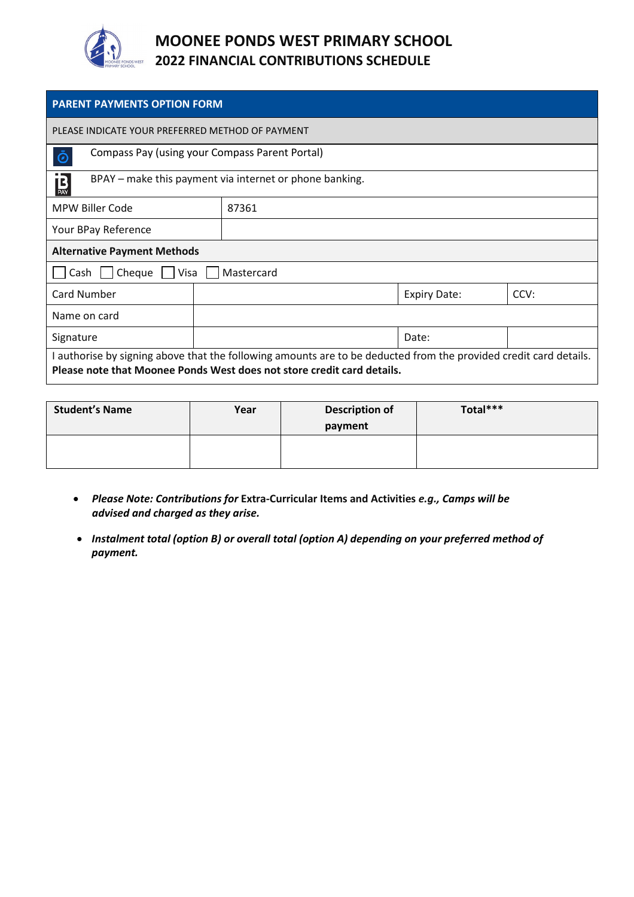# MOONEE PONDS WEST PRIMARY SCHOOL
## 2022 FINANCIAL CONTRIBUTIONS SCHEDULE

| PARENT PAYMENTS OPTION FORM | | | |
|---|---|---|---|
| PLEASE INDICATE YOUR PREFERRED METHOD OF PAYMENT | | | |
| Compass Pay (using your Compass Parent Portal) | | | |
| BPAY – make this payment via internet or phone banking. | | | |
| MPW Biller Code | 87361 | | |
| Your BPay Reference | | | |
| **Alternative Payment Methods** | | | |
| ☐ Cash ☐ Cheque ☐ Visa ☐ Mastercard | | | |
| Card Number | | Expiry Date: | CCV: |
| Name on card | | | |
| Signature | | Date: | |
| I authorise by signing above that the following amounts are to be deducted from the provided credit card details. **Please note that Moonee Ponds West does not store credit card details.** | | | |

| Student's Name | Year | Description of payment | Total*** |
|---|---|---|---|
| | | | |

- ***Please Note: Contributions for*** **Extra-Curricular Items and Activities** ***e.g., Camps will be advised and charged as they arise.***
- ***Instalment total (option B) or overall total (option A) depending on your preferred method of payment.***